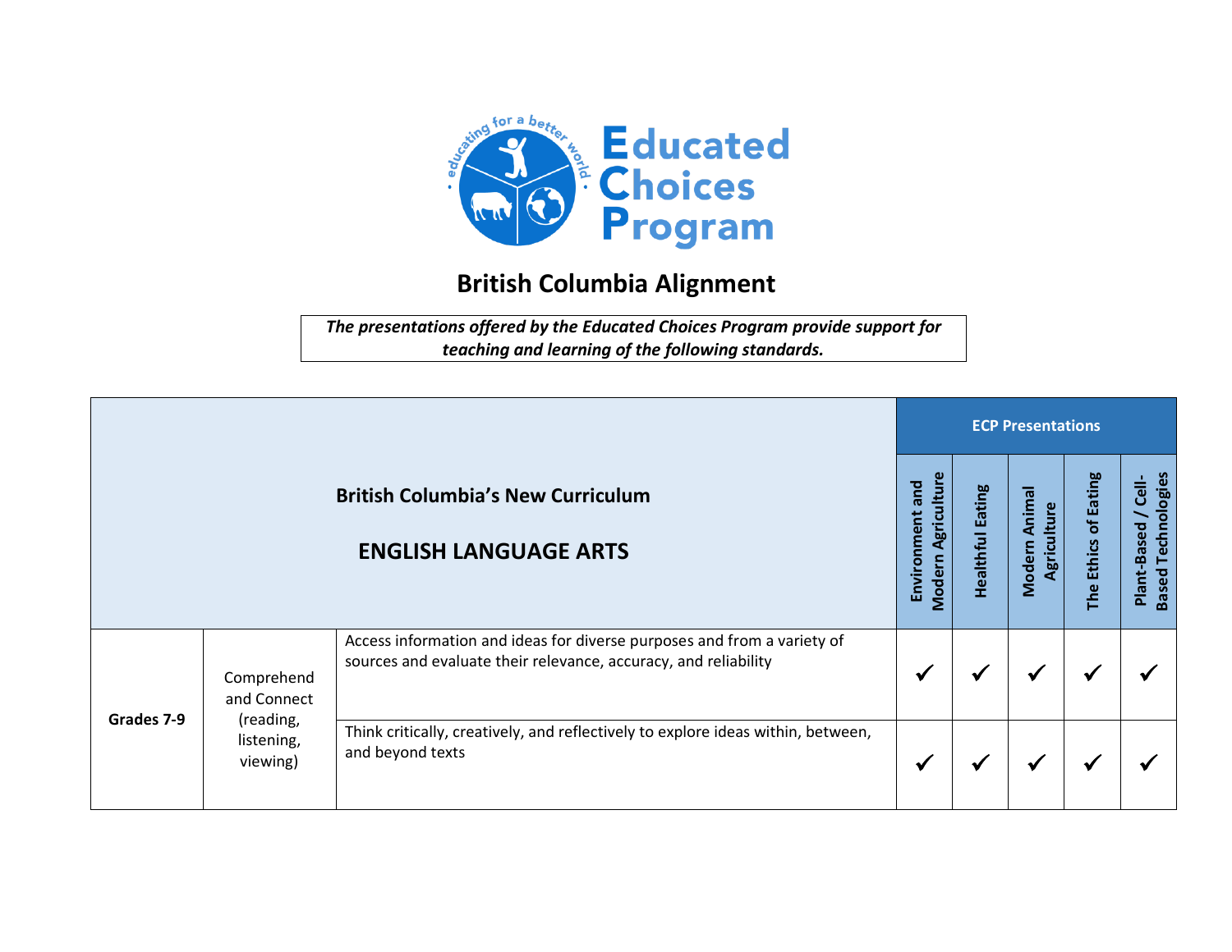Educated Choices Program

## British Columbia Alignment

*The presentations offered by the Educated Choices Program provide support for teaching and learning of the following standards.*

| British Columbia's New Curriculum<br><br>ENGLISH LANGUAGE ARTS | | | ECP Presentations | | | | |
|---|---|---|---|---|---|---|---|
| | | | Environment and Modern Agriculture | Healthful Eating | Modern Animal Agriculture | The Ethics of Eating | Plant-Based / Cell-Based Technologies |
| Grades 7-9 | Comprehend and Connect (reading, listening, viewing) | Access information and ideas for diverse purposes and from a variety of sources and evaluate their relevance, accuracy, and reliability | ✓ | ✓ | ✓ | ✓ | ✓ |
| | | Think critically, creatively, and reflectively to explore ideas within, between, and beyond texts | ✓ | ✓ | ✓ | ✓ | ✓ |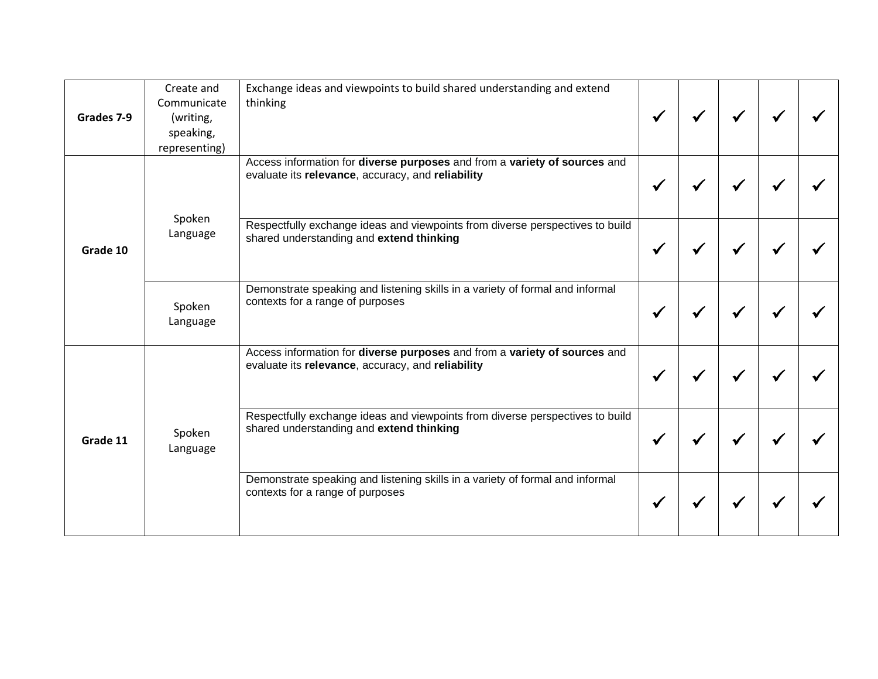| | | | | | | | |
|---|---|---|---|---|---|---|---|
| **Grades 7-9** | Create and Communicate (writing, speaking, representing) | Exchange ideas and viewpoints to build shared understanding and extend thinking | ✓ | ✓ | ✓ | ✓ | ✓ |
| **Grade 10** | Spoken Language | Access information for **diverse purposes** and from a **variety of sources** and evaluate its **relevance**, accuracy, and **reliability** | ✓ | ✓ | ✓ | ✓ | ✓ |
| | | Respectfully exchange ideas and viewpoints from diverse perspectives to build shared understanding and **extend thinking** | ✓ | ✓ | ✓ | ✓ | ✓ |
| | Spoken Language | Demonstrate speaking and listening skills in a variety of formal and informal contexts for a range of purposes | ✓ | ✓ | ✓ | ✓ | ✓ |
| **Grade 11** | Spoken Language | Access information for **diverse purposes** and from a **variety of sources** and evaluate its **relevance**, accuracy, and **reliability** | ✓ | ✓ | ✓ | ✓ | ✓ |
| | | Respectfully exchange ideas and viewpoints from diverse perspectives to build shared understanding and **extend thinking** | ✓ | ✓ | ✓ | ✓ | ✓ |
| | | Demonstrate speaking and listening skills in a variety of formal and informal contexts for a range of purposes | ✓ | ✓ | ✓ | ✓ | ✓ |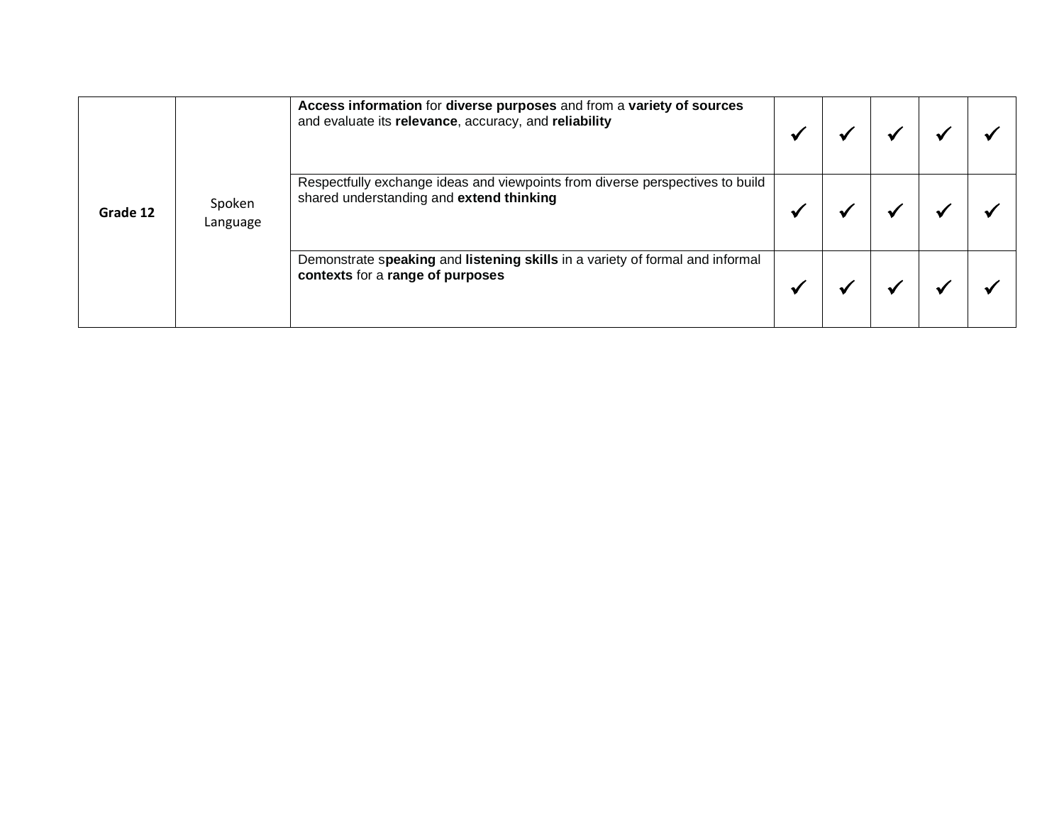| | | | | | | | |
|---|---|---|---|---|---|---|---|
| **Grade 12** | Spoken Language | **Access information** for **diverse purposes** and from a **variety of sources** and evaluate its **relevance**, accuracy, and **reliability** | ✓ | ✓ | ✓ | ✓ | ✓ |
| | | Respectfully exchange ideas and viewpoints from diverse perspectives to build shared understanding and **extend thinking** | ✓ | ✓ | ✓ | ✓ | ✓ |
| | | Demonstrate s**peaking** and **listening skills** in a variety of formal and informal **contexts** for a **range of purposes** | ✓ | ✓ | ✓ | ✓ | ✓ |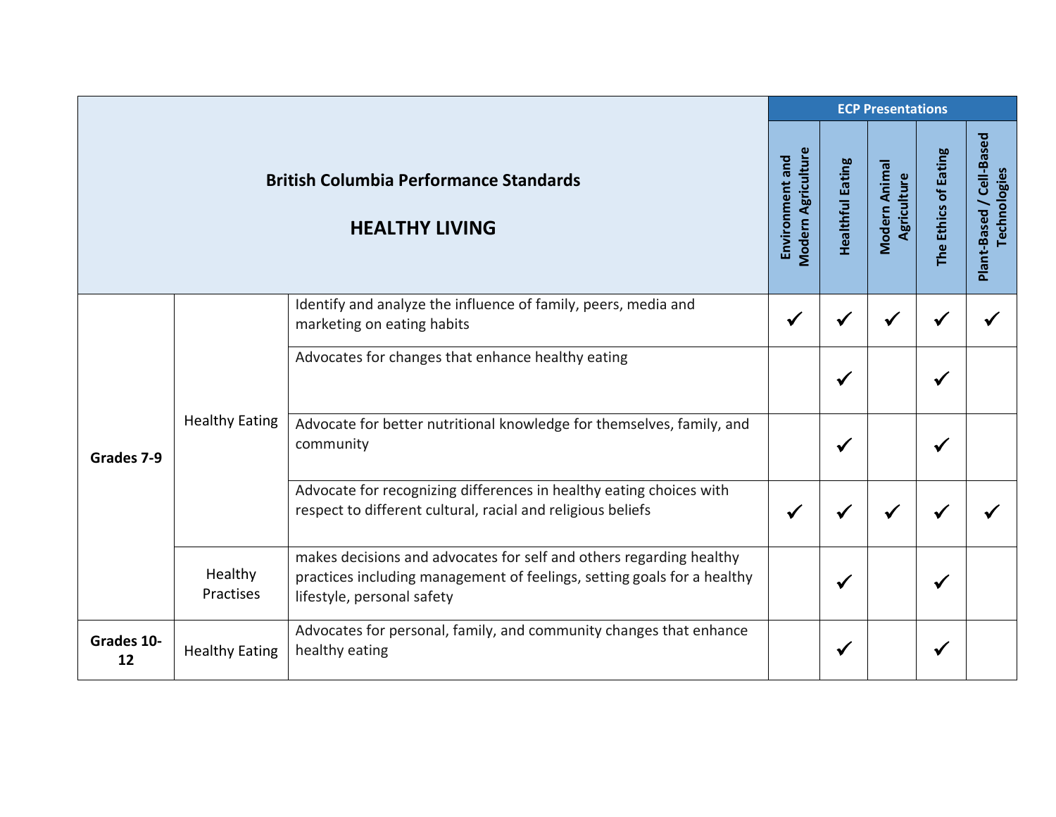| British Columbia Performance Standards<br><br>HEALTHY LIVING | | | ECP Presentations | | | | |
|---|---|---|---|---|---|---|---|
| | | | Environment and Modern Agriculture | Healthful Eating | Modern Animal Agriculture | The Ethics of Eating | Plant-Based / Cell-Based Technologies |
| **Grades 7-9** | Healthy Eating | Identify and analyze the influence of family, peers, media and marketing on eating habits | ✓ | ✓ | ✓ | ✓ | ✓ |
| | | Advocates for changes that enhance healthy eating | | ✓ | | ✓ | |
| | | Advocate for better nutritional knowledge for themselves, family, and community | | ✓ | | ✓ | |
| | | Advocate for recognizing differences in healthy eating choices with respect to different cultural, racial and religious beliefs | ✓ | ✓ | ✓ | ✓ | ✓ |
| | Healthy Practises | makes decisions and advocates for self and others regarding healthy practices including management of feelings, setting goals for a healthy lifestyle, personal safety | | ✓ | | ✓ | |
| **Grades 10-12** | Healthy Eating | Advocates for personal, family, and community changes that enhance healthy eating | | ✓ | | ✓ | |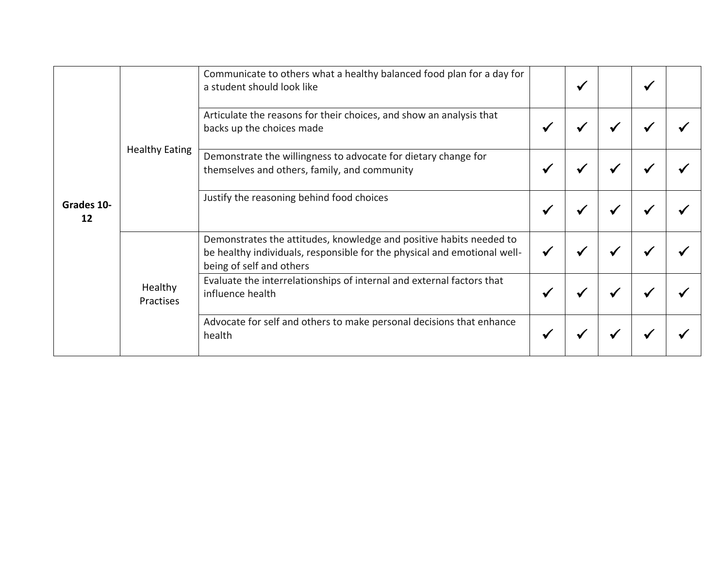| | | | | | | | |
|---|---|---|---|---|---|---|---|
| **Grades 10-12** | Healthy Eating | Communicate to others what a healthy balanced food plan for a day for a student should look like | | ✓ | | ✓ | |
| | | Articulate the reasons for their choices, and show an analysis that backs up the choices made | ✓ | ✓ | ✓ | ✓ | ✓ |
| | | Demonstrate the willingness to advocate for dietary change for themselves and others, family, and community | ✓ | ✓ | ✓ | ✓ | ✓ |
| | | Justify the reasoning behind food choices | ✓ | ✓ | ✓ | ✓ | ✓ |
| | Healthy Practises | Demonstrates the attitudes, knowledge and positive habits needed to be healthy individuals, responsible for the physical and emotional well-being of self and others | ✓ | ✓ | ✓ | ✓ | ✓ |
| | | Evaluate the interrelationships of internal and external factors that influence health | ✓ | ✓ | ✓ | ✓ | ✓ |
| | | Advocate for self and others to make personal decisions that enhance health | ✓ | ✓ | ✓ | ✓ | ✓ |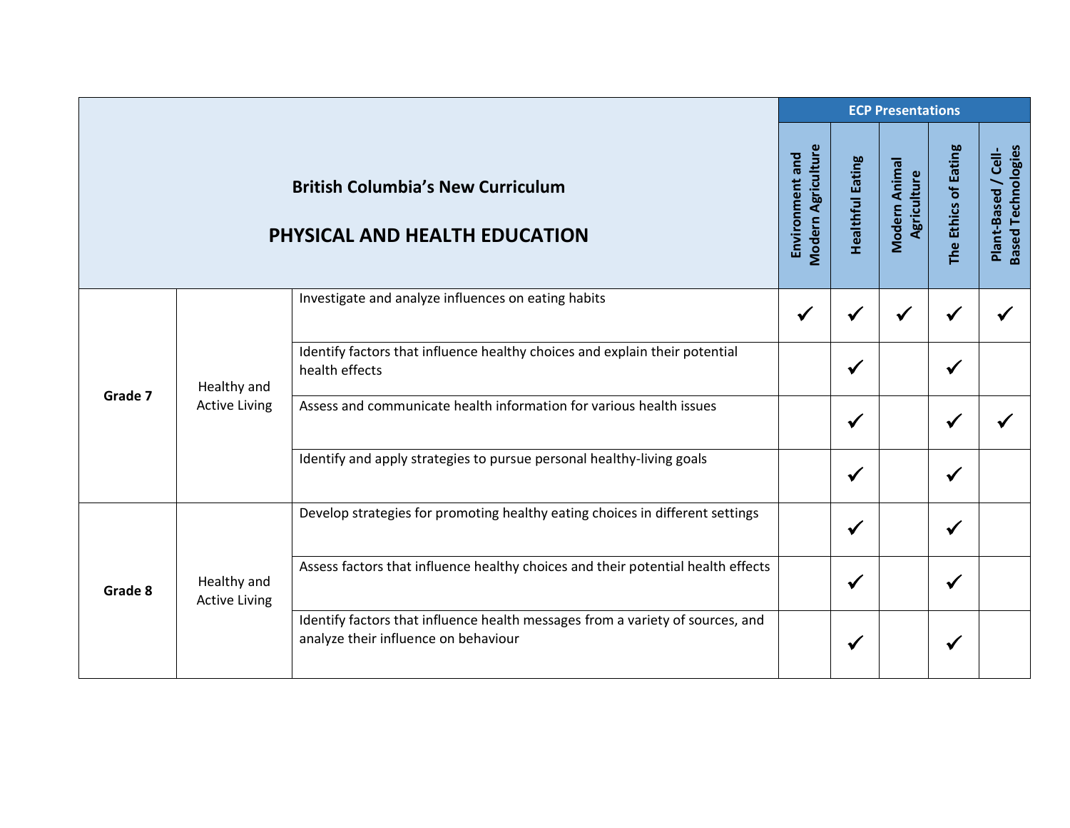| British Columbia's New Curriculum<br><br>**PHYSICAL AND HEALTH EDUCATION** | | | ECP Presentations | | | | |
|---|---|---|---|---|---|---|---|
| | | | Environment and Modern Agriculture | Healthful Eating | Modern Animal Agriculture | The Ethics of Eating | Plant-Based / Cell-Based Technologies |
| **Grade 7** | Healthy and Active Living | Investigate and analyze influences on eating habits | ✓ | ✓ | ✓ | ✓ | ✓ |
| | | Identify factors that influence healthy choices and explain their potential health effects | | ✓ | | ✓ | |
| | | Assess and communicate health information for various health issues | | ✓ | | ✓ | ✓ |
| | | Identify and apply strategies to pursue personal healthy-living goals | | ✓ | | ✓ | |
| **Grade 8** | Healthy and Active Living | Develop strategies for promoting healthy eating choices in different settings | | ✓ | | ✓ | |
| | | Assess factors that influence healthy choices and their potential health effects | | ✓ | | ✓ | |
| | | Identify factors that influence health messages from a variety of sources, and analyze their influence on behaviour | | ✓ | | ✓ | |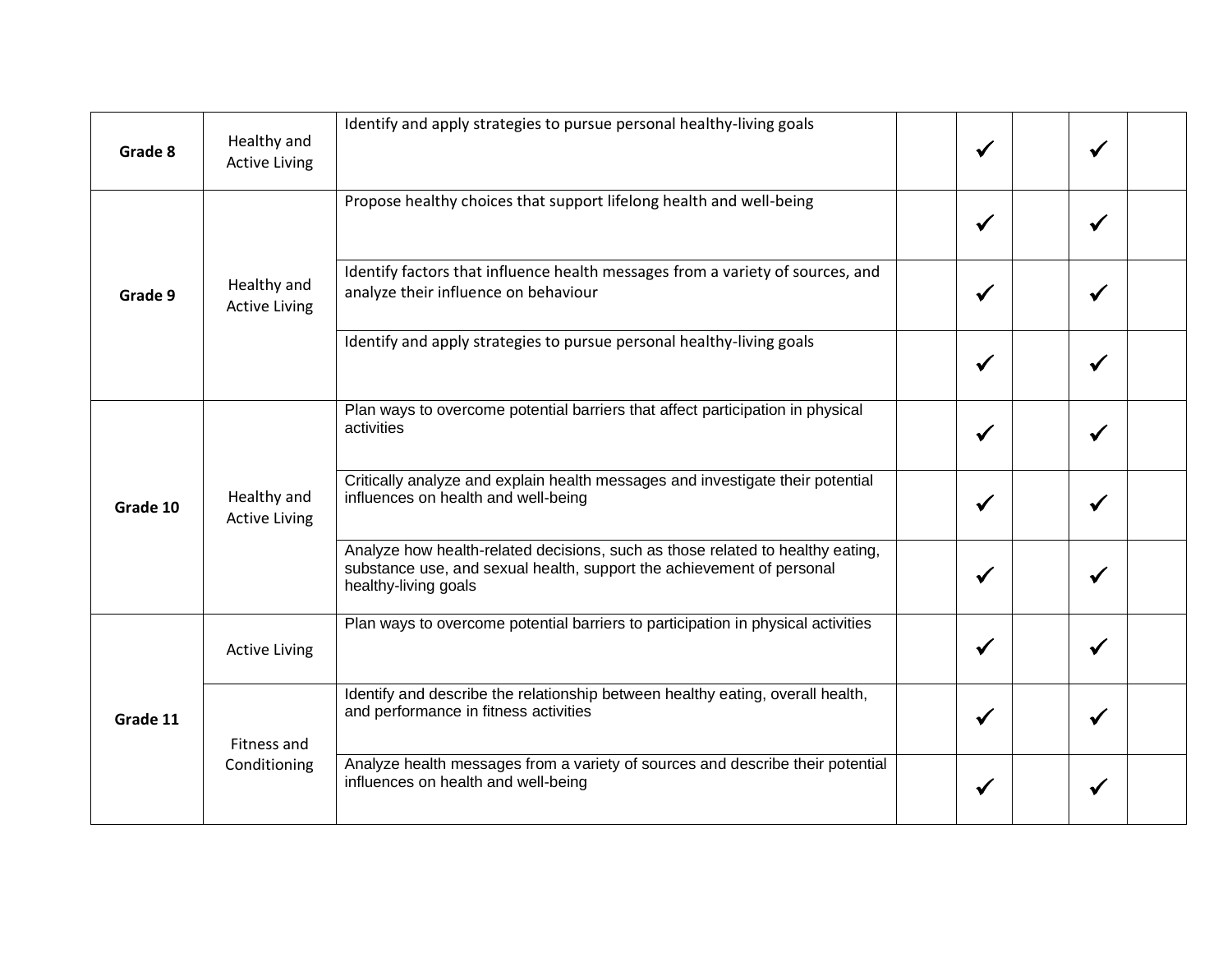| | | | | | | | |
|---|---|---|---|---|---|---|---|
| **Grade 8** | Healthy and Active Living | Identify and apply strategies to pursue personal healthy-living goals | | ✓ | | ✓ | |
| **Grade 9** | Healthy and Active Living | Propose healthy choices that support lifelong health and well-being | | ✓ | | ✓ | |
| | | Identify factors that influence health messages from a variety of sources, and analyze their influence on behaviour | | ✓ | | ✓ | |
| | | Identify and apply strategies to pursue personal healthy-living goals | | ✓ | | ✓ | |
| **Grade 10** | Healthy and Active Living | Plan ways to overcome potential barriers that affect participation in physical activities | | ✓ | | ✓ | |
| | | Critically analyze and explain health messages and investigate their potential influences on health and well-being | | ✓ | | ✓ | |
| | | Analyze how health-related decisions, such as those related to healthy eating, substance use, and sexual health, support the achievement of personal healthy-living goals | | ✓ | | ✓ | |
| **Grade 11** | Active Living | Plan ways to overcome potential barriers to participation in physical activities | | ✓ | | ✓ | |
| | Fitness and Conditioning | Identify and describe the relationship between healthy eating, overall health, and performance in fitness activities | | ✓ | | ✓ | |
| | | Analyze health messages from a variety of sources and describe their potential influences on health and well-being | | ✓ | | ✓ | |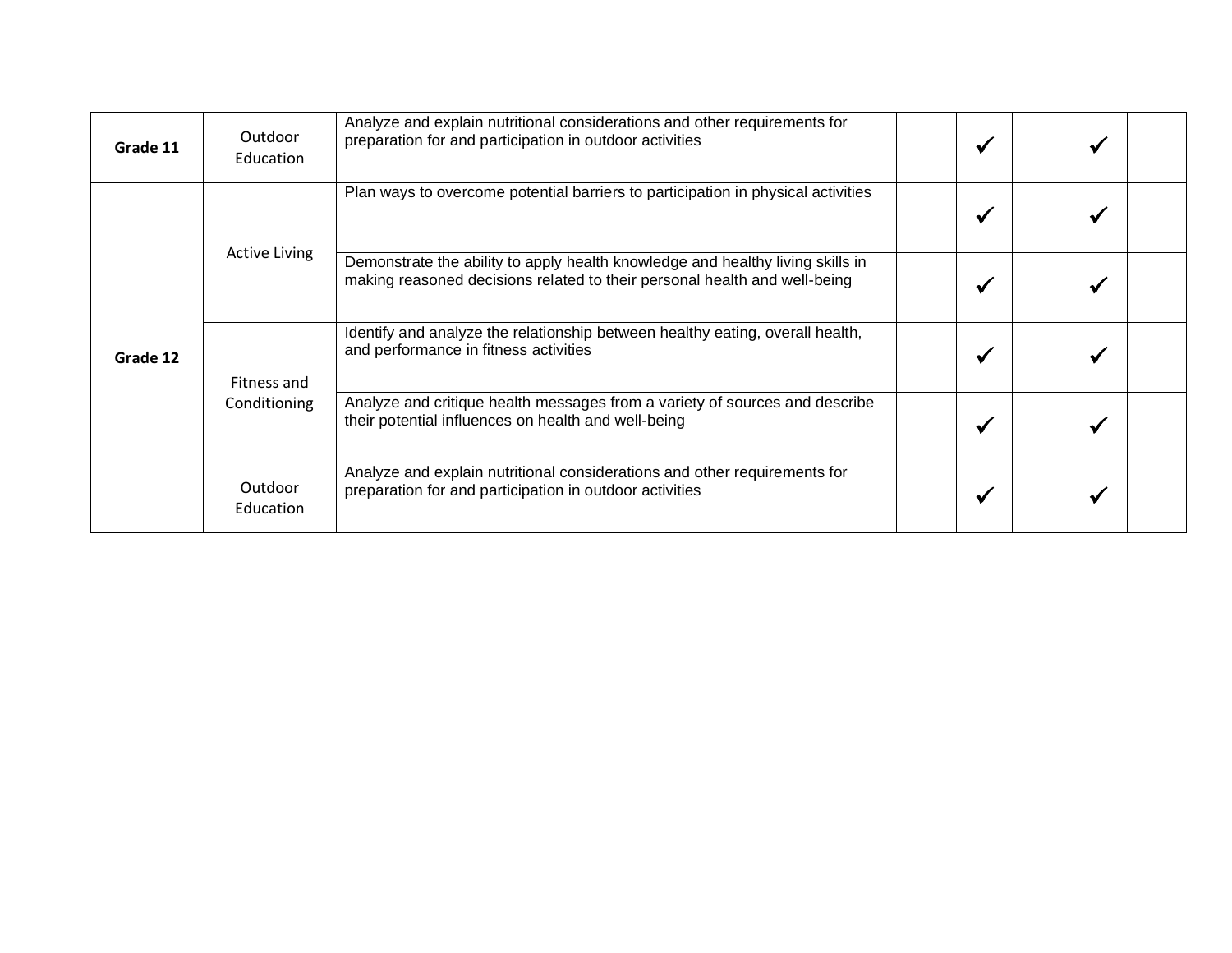| | | | | | | | |
|---|---|---|---|---|---|---|---|
| **Grade 11** | Outdoor Education | Analyze and explain nutritional considerations and other requirements for preparation for and participation in outdoor activities | | ✓ | | ✓ | |
| **Grade 12** | Active Living | Plan ways to overcome potential barriers to participation in physical activities | | ✓ | | ✓ | |
| | | Demonstrate the ability to apply health knowledge and healthy living skills in making reasoned decisions related to their personal health and well-being | | ✓ | | ✓ | |
| | Fitness and Conditioning | Identify and analyze the relationship between healthy eating, overall health, and performance in fitness activities | | ✓ | | ✓ | |
| | | Analyze and critique health messages from a variety of sources and describe their potential influences on health and well-being | | ✓ | | ✓ | |
| | Outdoor Education | Analyze and explain nutritional considerations and other requirements for preparation for and participation in outdoor activities | | ✓ | | ✓ | |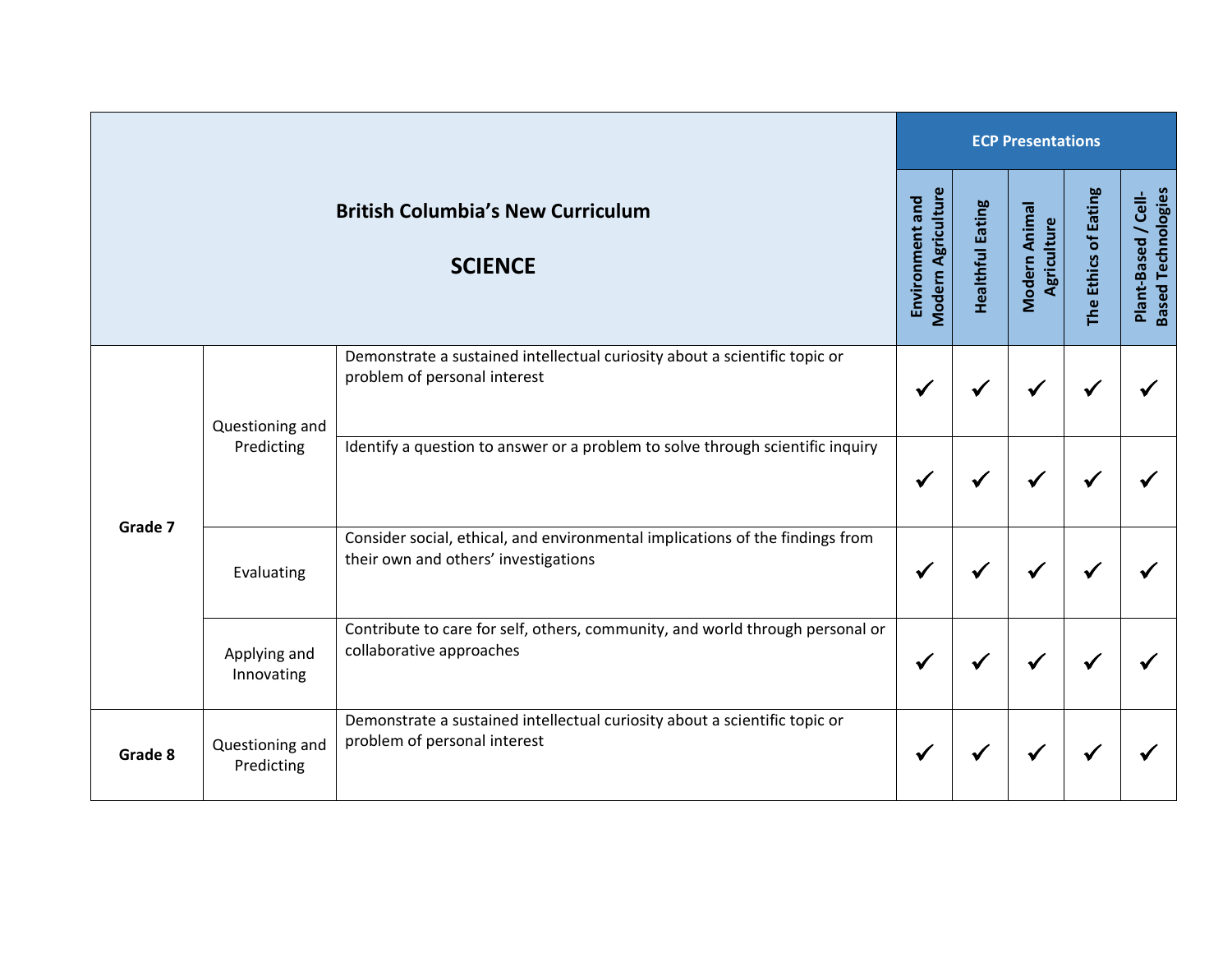| British Columbia's New Curriculum<br><br>**SCIENCE** | | | ECP Presentations | | | | |
|---|---|---|---|---|---|---|---|
| | | | Environment and Modern Agriculture | Healthful Eating | Modern Animal Agriculture | The Ethics of Eating | Plant-Based / Cell-Based Technologies |
| **Grade 7** | Questioning and Predicting | Demonstrate a sustained intellectual curiosity about a scientific topic or problem of personal interest | ✓ | ✓ | ✓ | ✓ | ✓ |
| | | Identify a question to answer or a problem to solve through scientific inquiry | ✓ | ✓ | ✓ | ✓ | ✓ |
| | Evaluating | Consider social, ethical, and environmental implications of the findings from their own and others' investigations | ✓ | ✓ | ✓ | ✓ | ✓ |
| | Applying and Innovating | Contribute to care for self, others, community, and world through personal or collaborative approaches | ✓ | ✓ | ✓ | ✓ | ✓ |
| **Grade 8** | Questioning and Predicting | Demonstrate a sustained intellectual curiosity about a scientific topic or problem of personal interest | ✓ | ✓ | ✓ | ✓ | ✓ |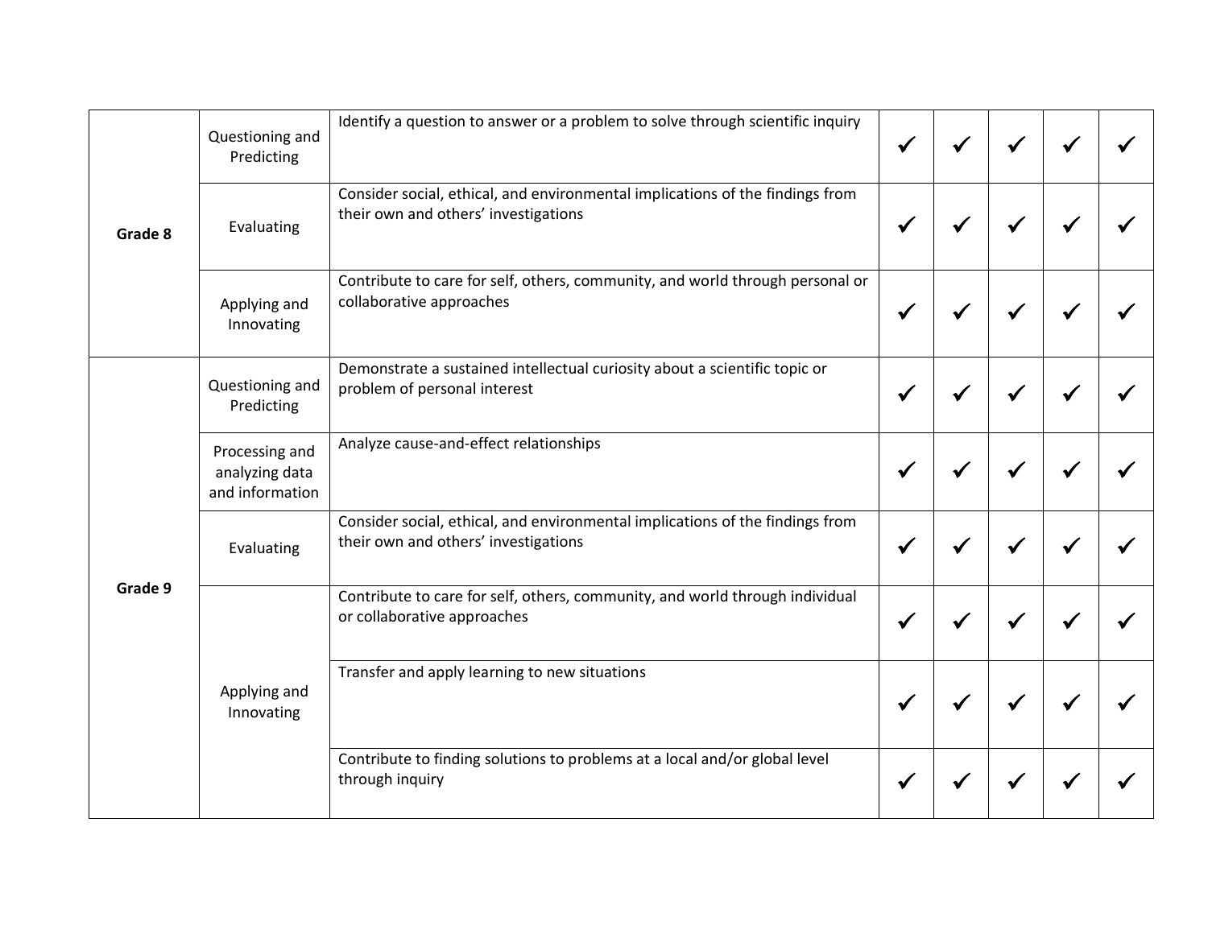| | | | | | | | |
|---|---|---|---|---|---|---|---|
| **Grade 8** | Questioning and Predicting | Identify a question to answer or a problem to solve through scientific inquiry | ✓ | ✓ | ✓ | ✓ | ✓ |
| | Evaluating | Consider social, ethical, and environmental implications of the findings from their own and others' investigations | ✓ | ✓ | ✓ | ✓ | ✓ |
| | Applying and Innovating | Contribute to care for self, others, community, and world through personal or collaborative approaches | ✓ | ✓ | ✓ | ✓ | ✓ |
| **Grade 9** | Questioning and Predicting | Demonstrate a sustained intellectual curiosity about a scientific topic or problem of personal interest | ✓ | ✓ | ✓ | ✓ | ✓ |
| | Processing and analyzing data and information | Analyze cause-and-effect relationships | ✓ | ✓ | ✓ | ✓ | ✓ |
| | Evaluating | Consider social, ethical, and environmental implications of the findings from their own and others' investigations | ✓ | ✓ | ✓ | ✓ | ✓ |
| | Applying and Innovating | Contribute to care for self, others, community, and world through individual or collaborative approaches | ✓ | ✓ | ✓ | ✓ | ✓ |
| | | Transfer and apply learning to new situations | ✓ | ✓ | ✓ | ✓ | ✓ |
| | | Contribute to finding solutions to problems at a local and/or global level through inquiry | ✓ | ✓ | ✓ | ✓ | ✓ |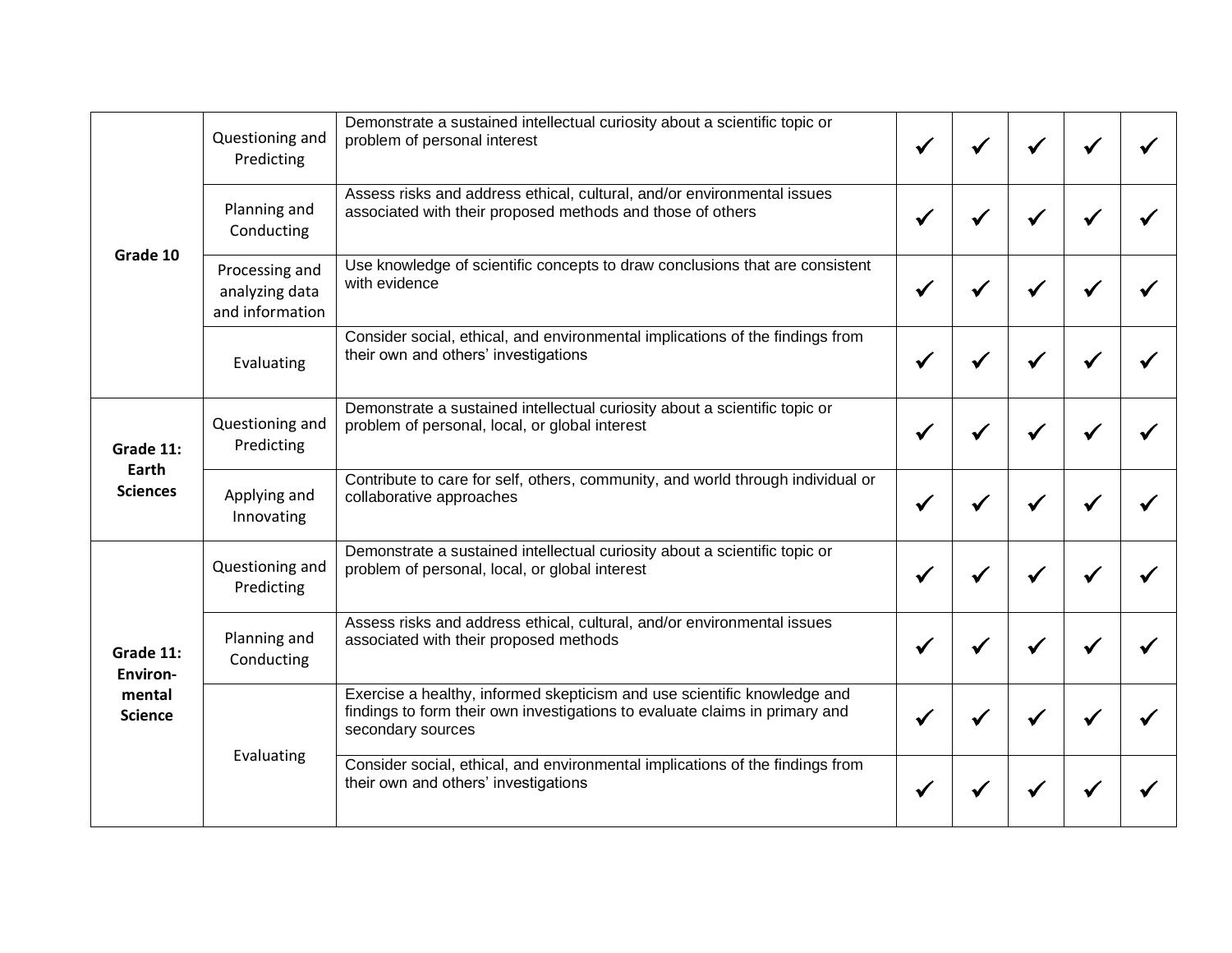| | | | | | | | |
|---|---|---|---|---|---|---|---|
| **Grade 10** | Questioning and Predicting | Demonstrate a sustained intellectual curiosity about a scientific topic or problem of personal interest | ✓ | ✓ | ✓ | ✓ | ✓ |
| | Planning and Conducting | Assess risks and address ethical, cultural, and/or environmental issues associated with their proposed methods and those of others | ✓ | ✓ | ✓ | ✓ | ✓ |
| | Processing and analyzing data and information | Use knowledge of scientific concepts to draw conclusions that are consistent with evidence | ✓ | ✓ | ✓ | ✓ | ✓ |
| | Evaluating | Consider social, ethical, and environmental implications of the findings from their own and others' investigations | ✓ | ✓ | ✓ | ✓ | ✓ |
| **Grade 11: Earth Sciences** | Questioning and Predicting | Demonstrate a sustained intellectual curiosity about a scientific topic or problem of personal, local, or global interest | ✓ | ✓ | ✓ | ✓ | ✓ |
| | Applying and Innovating | Contribute to care for self, others, community, and world through individual or collaborative approaches | ✓ | ✓ | ✓ | ✓ | ✓ |
| **Grade 11: Environ-mental Science** | Questioning and Predicting | Demonstrate a sustained intellectual curiosity about a scientific topic or problem of personal, local, or global interest | ✓ | ✓ | ✓ | ✓ | ✓ |
| | Planning and Conducting | Assess risks and address ethical, cultural, and/or environmental issues associated with their proposed methods | ✓ | ✓ | ✓ | ✓ | ✓ |
| | Evaluating | Exercise a healthy, informed skepticism and use scientific knowledge and findings to form their own investigations to evaluate claims in primary and secondary sources | ✓ | ✓ | ✓ | ✓ | ✓ |
| | | Consider social, ethical, and environmental implications of the findings from their own and others' investigations | ✓ | ✓ | ✓ | ✓ | ✓ |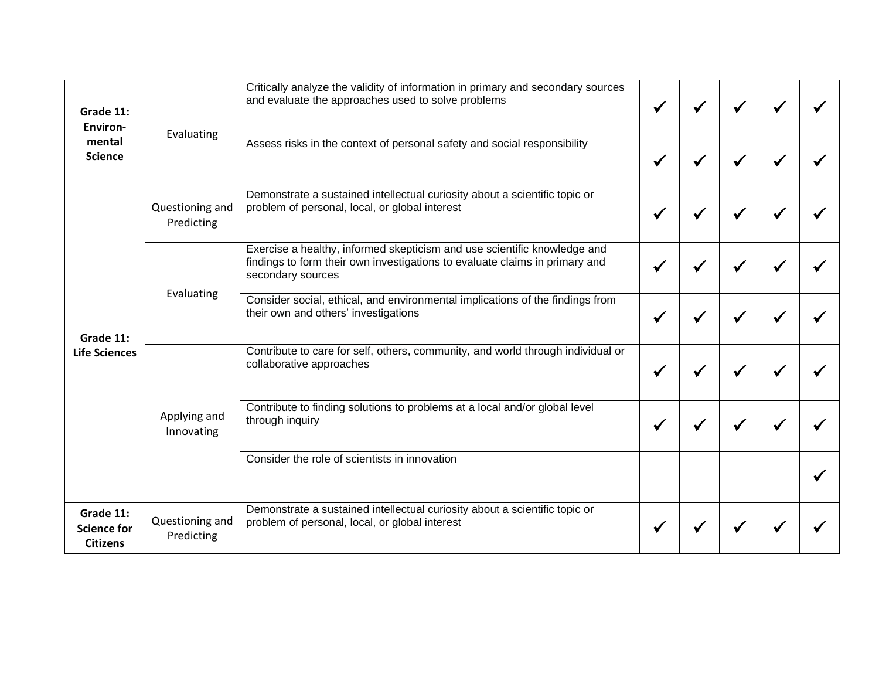| | | | | | | | |
|---|---|---|---|---|---|---|---|
| **Grade 11: Environ-mental Science** | Evaluating | Critically analyze the validity of information in primary and secondary sources and evaluate the approaches used to solve problems | ✓ | ✓ | ✓ | ✓ | ✓ |
| | | Assess risks in the context of personal safety and social responsibility | ✓ | ✓ | ✓ | ✓ | ✓ |
| **Grade 11: Life Sciences** | Questioning and Predicting | Demonstrate a sustained intellectual curiosity about a scientific topic or problem of personal, local, or global interest | ✓ | ✓ | ✓ | ✓ | ✓ |
| | Evaluating | Exercise a healthy, informed skepticism and use scientific knowledge and findings to form their own investigations to evaluate claims in primary and secondary sources | ✓ | ✓ | ✓ | ✓ | ✓ |
| | | Consider social, ethical, and environmental implications of the findings from their own and others' investigations | ✓ | ✓ | ✓ | ✓ | ✓ |
| | Applying and Innovating | Contribute to care for self, others, community, and world through individual or collaborative approaches | ✓ | ✓ | ✓ | ✓ | ✓ |
| | | Contribute to finding solutions to problems at a local and/or global level through inquiry | ✓ | ✓ | ✓ | ✓ | ✓ |
| | | Consider the role of scientists in innovation | | | | | ✓ |
| **Grade 11: Science for Citizens** | Questioning and Predicting | Demonstrate a sustained intellectual curiosity about a scientific topic or problem of personal, local, or global interest | ✓ | ✓ | ✓ | ✓ | ✓ |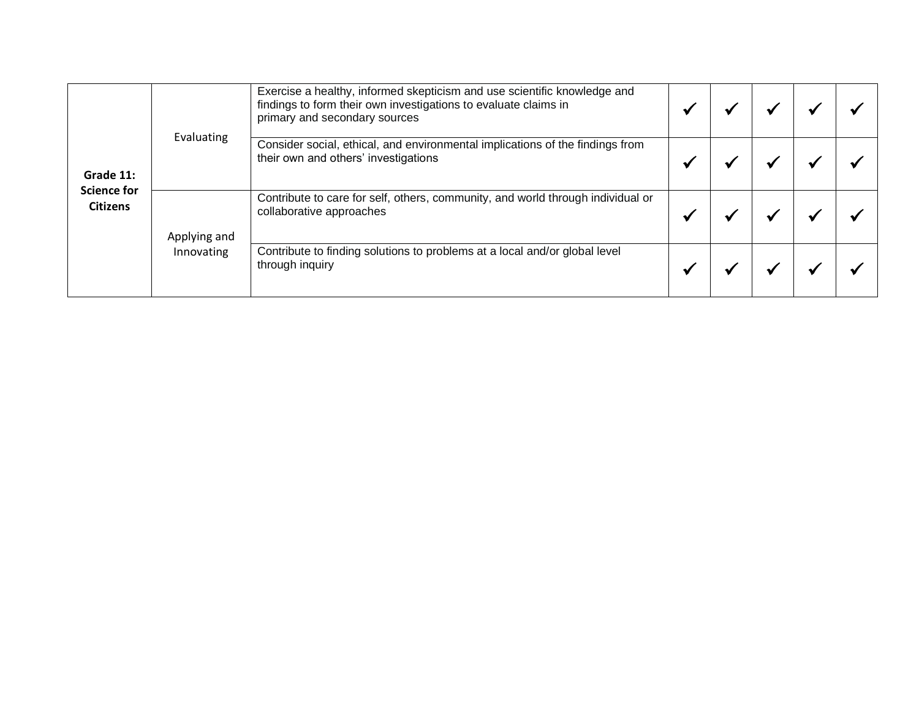| | | | | | | | |
|---|---|---|---|---|---|---|---|
| **Grade 11: Science for Citizens** | Evaluating | Exercise a healthy, informed skepticism and use scientific knowledge and findings to form their own investigations to evaluate claims in primary and secondary sources | ✓ | ✓ | ✓ | ✓ | ✓ |
| | | Consider social, ethical, and environmental implications of the findings from their own and others' investigations | ✓ | ✓ | ✓ | ✓ | ✓ |
| | Applying and Innovating | Contribute to care for self, others, community, and world through individual or collaborative approaches | ✓ | ✓ | ✓ | ✓ | ✓ |
| | | Contribute to finding solutions to problems at a local and/or global level through inquiry | ✓ | ✓ | ✓ | ✓ | ✓ |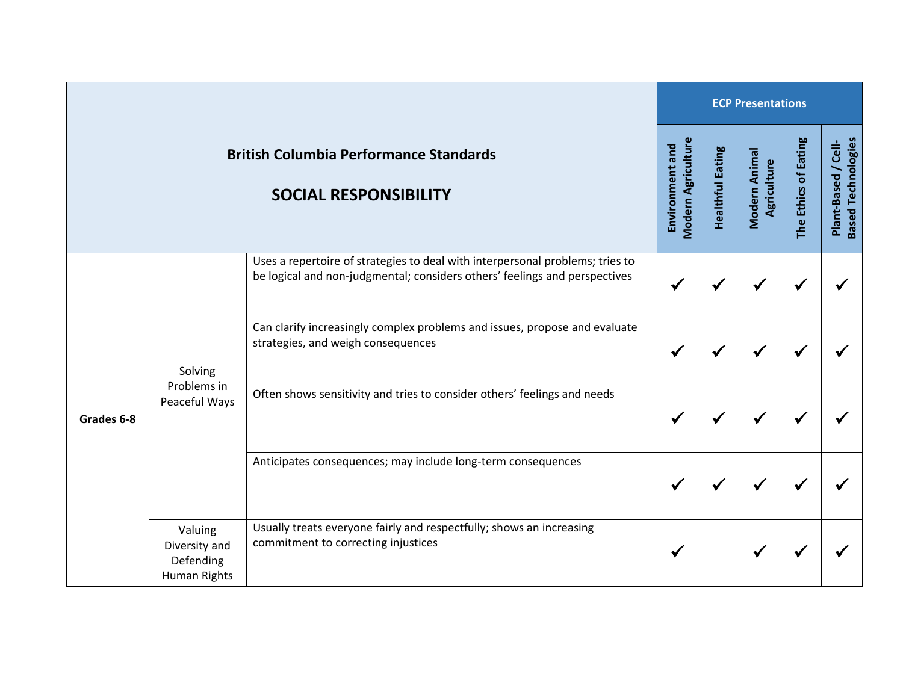| British Columbia Performance Standards<br><br>**SOCIAL RESPONSIBILITY** | | | ECP Presentations | | | | |
|---|---|---|---|---|---|---|---|
| | | | **Environment and Modern Agriculture** | **Healthful Eating** | **Modern Animal Agriculture** | **The Ethics of Eating** | **Plant-Based / Cell-Based Technologies** |
| **Grades 6-8** | Solving Problems in Peaceful Ways | Uses a repertoire of strategies to deal with interpersonal problems; tries to be logical and non-judgmental; considers others' feelings and perspectives | ✓ | ✓ | ✓ | ✓ | ✓ |
| | | Can clarify increasingly complex problems and issues, propose and evaluate strategies, and weigh consequences | ✓ | ✓ | ✓ | ✓ | ✓ |
| | | Often shows sensitivity and tries to consider others' feelings and needs | ✓ | ✓ | ✓ | ✓ | ✓ |
| | | Anticipates consequences; may include long-term consequences | ✓ | ✓ | ✓ | ✓ | ✓ |
| | Valuing Diversity and Defending Human Rights | Usually treats everyone fairly and respectfully; shows an increasing commitment to correcting injustices | ✓ | | ✓ | ✓ | ✓ |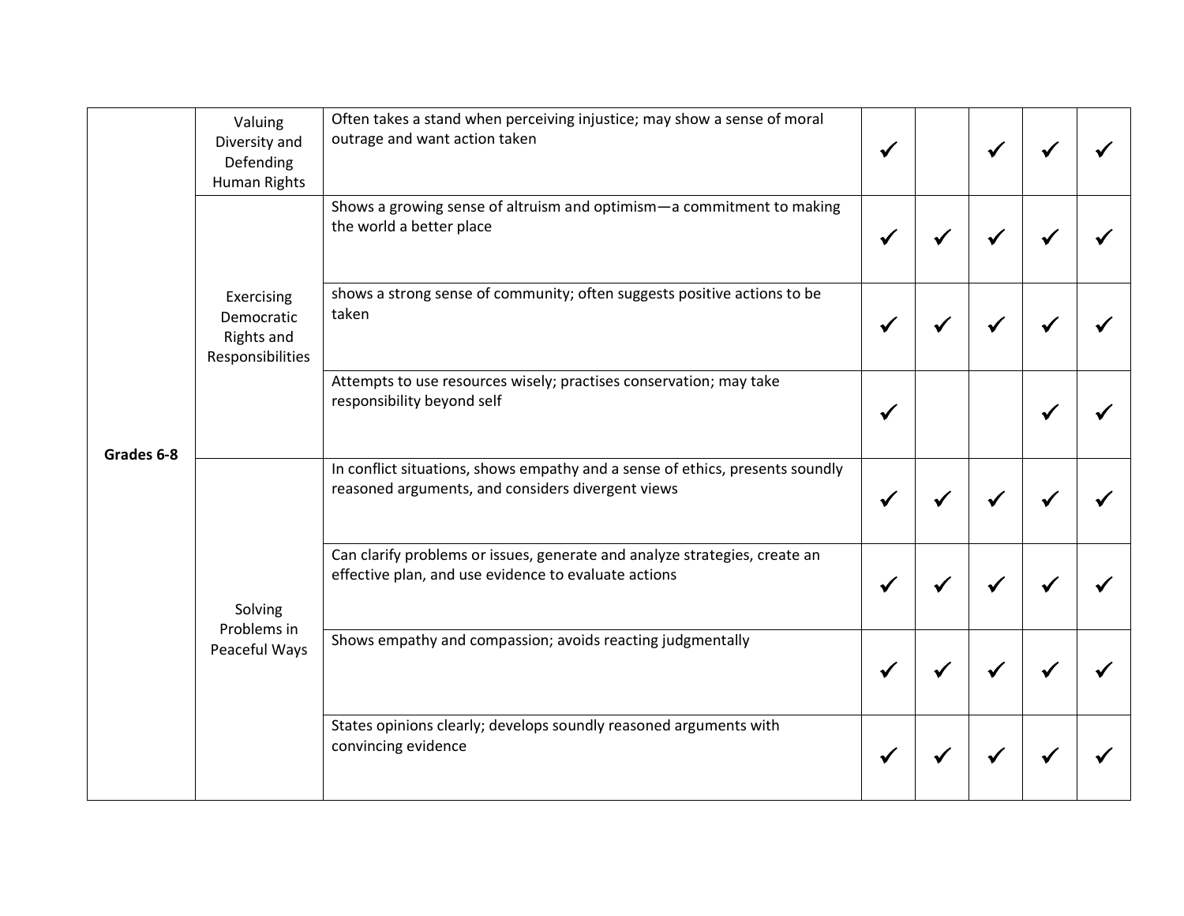| | | | | | | | |
|---|---|---|---|---|---|---|---|
| **Grades 6-8** | Valuing Diversity and Defending Human Rights | Often takes a stand when perceiving injustice; may show a sense of moral outrage and want action taken | ✓ | | ✓ | ✓ | ✓ |
| | Exercising Democratic Rights and Responsibilities | Shows a growing sense of altruism and optimism—a commitment to making the world a better place | ✓ | ✓ | ✓ | ✓ | ✓ |
| | | shows a strong sense of community; often suggests positive actions to be taken | ✓ | ✓ | ✓ | ✓ | ✓ |
| | | Attempts to use resources wisely; practises conservation; may take responsibility beyond self | ✓ | | | ✓ | ✓ |
| | Solving Problems in Peaceful Ways | In conflict situations, shows empathy and a sense of ethics, presents soundly reasoned arguments, and considers divergent views | ✓ | ✓ | ✓ | ✓ | ✓ |
| | | Can clarify problems or issues, generate and analyze strategies, create an effective plan, and use evidence to evaluate actions | ✓ | ✓ | ✓ | ✓ | ✓ |
| | | Shows empathy and compassion; avoids reacting judgmentally | ✓ | ✓ | ✓ | ✓ | ✓ |
| | | States opinions clearly; develops soundly reasoned arguments with convincing evidence | ✓ | ✓ | ✓ | ✓ | ✓ |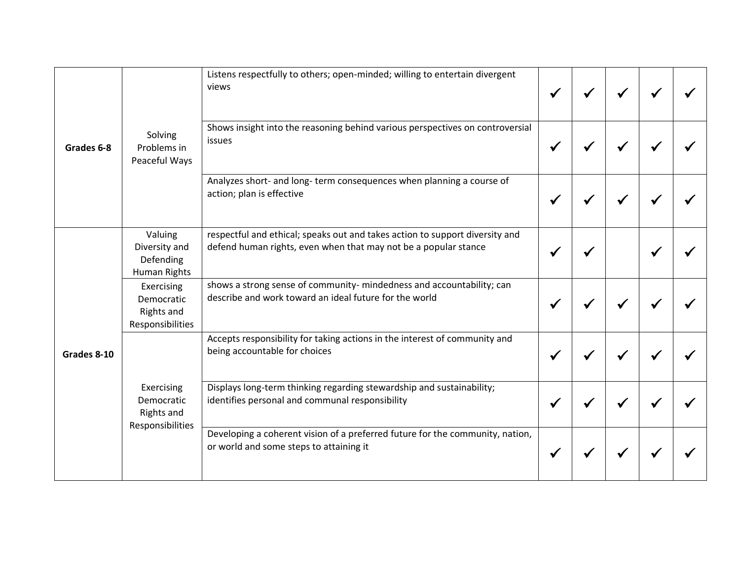|  |  |  |  |  |  |  |  |
|---|---|---|---|---|---|---|---|
| **Grades 6-8** | Solving Problems in Peaceful Ways | Listens respectfully to others; open-minded; willing to entertain divergent views | ✓ | ✓ | ✓ | ✓ | ✓ |
|  |  | Shows insight into the reasoning behind various perspectives on controversial issues | ✓ | ✓ | ✓ | ✓ | ✓ |
|  |  | Analyzes short- and long- term consequences when planning a course of action; plan is effective | ✓ | ✓ | ✓ | ✓ | ✓ |
| **Grades 8-10** | Valuing Diversity and Defending Human Rights | respectful and ethical; speaks out and takes action to support diversity and defend human rights, even when that may not be a popular stance | ✓ | ✓ |  | ✓ | ✓ |
|  | Exercising Democratic Rights and Responsibilities | shows a strong sense of community- mindedness and accountability; can describe and work toward an ideal future for the world | ✓ | ✓ | ✓ | ✓ | ✓ |
|  | Exercising Democratic Rights and Responsibilities | Accepts responsibility for taking actions in the interest of community and being accountable for choices | ✓ | ✓ | ✓ | ✓ | ✓ |
|  |  | Displays long-term thinking regarding stewardship and sustainability; identifies personal and communal responsibility | ✓ | ✓ | ✓ | ✓ | ✓ |
|  |  | Developing a coherent vision of a preferred future for the community, nation, or world and some steps to attaining it | ✓ | ✓ | ✓ | ✓ | ✓ |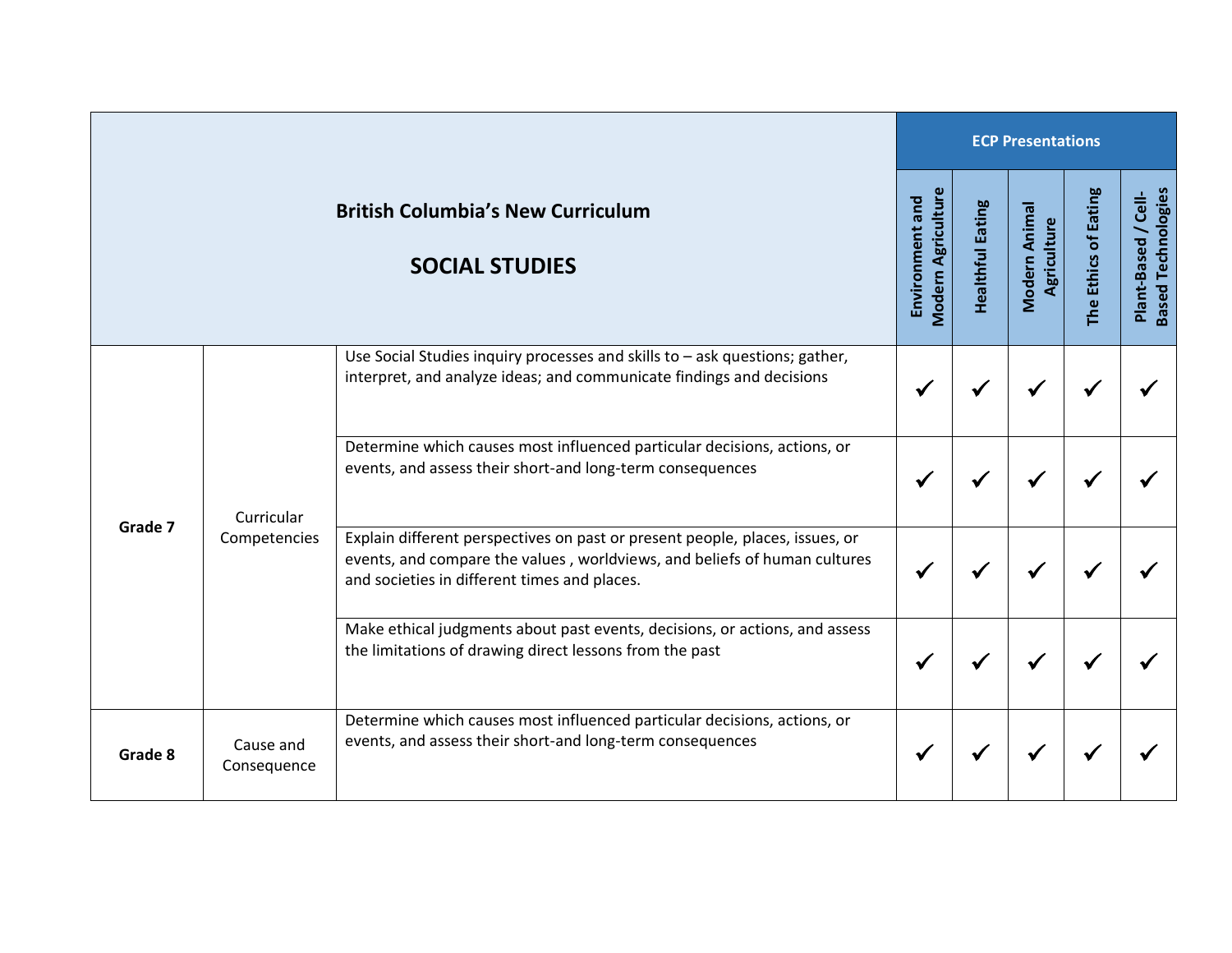| British Columbia's New Curriculum<br><br>**SOCIAL STUDIES** | | | ECP Presentations | | | | |
|---|---|---|---|---|---|---|---|
| | | | **Environment and Modern Agriculture** | **Healthful Eating** | **Modern Animal Agriculture** | **The Ethics of Eating** | **Plant-Based / Cell-Based Technologies** |
| **Grade 7** | Curricular Competencies | Use Social Studies inquiry processes and skills to – ask questions; gather, interpret, and analyze ideas; and communicate findings and decisions | ✓ | ✓ | ✓ | ✓ | ✓ |
| | | Determine which causes most influenced particular decisions, actions, or events, and assess their short-and long-term consequences | ✓ | ✓ | ✓ | ✓ | ✓ |
| | | Explain different perspectives on past or present people, places, issues, or events, and compare the values , worldviews, and beliefs of human cultures and societies in different times and places. | ✓ | ✓ | ✓ | ✓ | ✓ |
| | | Make ethical judgments about past events, decisions, or actions, and assess the limitations of drawing direct lessons from the past | ✓ | ✓ | ✓ | ✓ | ✓ |
| **Grade 8** | Cause and Consequence | Determine which causes most influenced particular decisions, actions, or events, and assess their short-and long-term consequences | ✓ | ✓ | ✓ | ✓ | ✓ |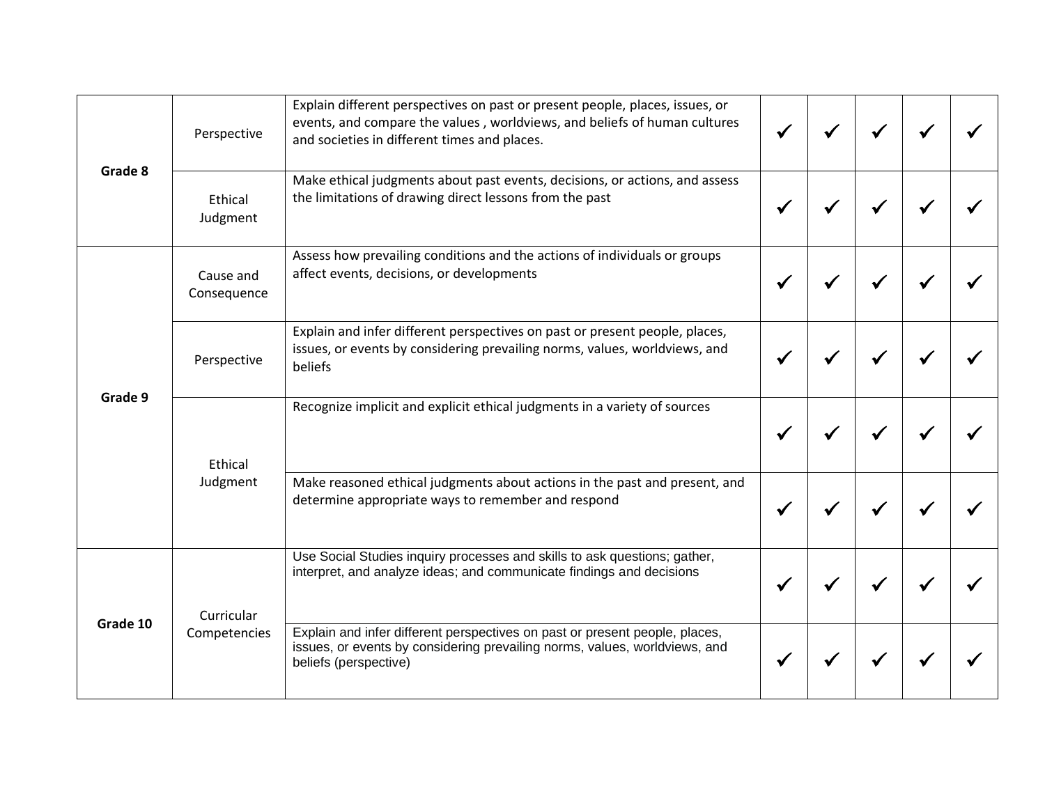| | | | | | | | |
|---|---|---|---|---|---|---|---|
| **Grade 8** | Perspective | Explain different perspectives on past or present people, places, issues, or events, and compare the values , worldviews, and beliefs of human cultures and societies in different times and places. | ✓ | ✓ | ✓ | ✓ | ✓ |
| | Ethical Judgment | Make ethical judgments about past events, decisions, or actions, and assess the limitations of drawing direct lessons from the past | ✓ | ✓ | ✓ | ✓ | ✓ |
| **Grade 9** | Cause and Consequence | Assess how prevailing conditions and the actions of individuals or groups affect events, decisions, or developments | ✓ | ✓ | ✓ | ✓ | ✓ |
| | Perspective | Explain and infer different perspectives on past or present people, places, issues, or events by considering prevailing norms, values, worldviews, and beliefs | ✓ | ✓ | ✓ | ✓ | ✓ |
| | Ethical Judgment | Recognize implicit and explicit ethical judgments in a variety of sources | ✓ | ✓ | ✓ | ✓ | ✓ |
| | | Make reasoned ethical judgments about actions in the past and present, and determine appropriate ways to remember and respond | ✓ | ✓ | ✓ | ✓ | ✓ |
| **Grade 10** | Curricular Competencies | Use Social Studies inquiry processes and skills to ask questions; gather, interpret, and analyze ideas; and communicate findings and decisions | ✓ | ✓ | ✓ | ✓ | ✓ |
| | | Explain and infer different perspectives on past or present people, places, issues, or events by considering prevailing norms, values, worldviews, and beliefs (perspective) | ✓ | ✓ | ✓ | ✓ | ✓ |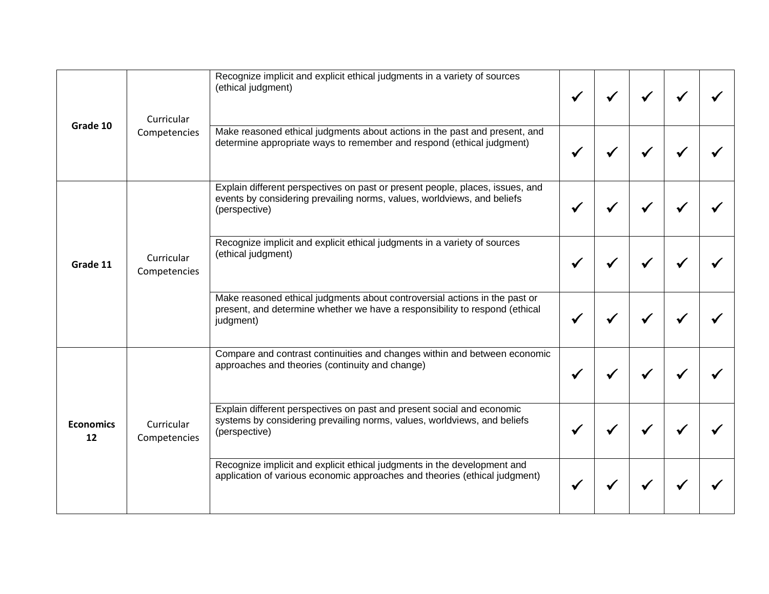| | | | | | | | |
|---|---|---|---|---|---|---|---|
| **Grade 10** | Curricular Competencies | Recognize implicit and explicit ethical judgments in a variety of sources (ethical judgment) | ✓ | ✓ | ✓ | ✓ | ✓ |
| | | Make reasoned ethical judgments about actions in the past and present, and determine appropriate ways to remember and respond (ethical judgment) | ✓ | ✓ | ✓ | ✓ | ✓ |
| **Grade 11** | Curricular Competencies | Explain different perspectives on past or present people, places, issues, and events by considering prevailing norms, values, worldviews, and beliefs (perspective) | ✓ | ✓ | ✓ | ✓ | ✓ |
| | | Recognize implicit and explicit ethical judgments in a variety of sources (ethical judgment) | ✓ | ✓ | ✓ | ✓ | ✓ |
| | | Make reasoned ethical judgments about controversial actions in the past or present, and determine whether we have a responsibility to respond (ethical judgment) | ✓ | ✓ | ✓ | ✓ | ✓ |
| **Economics 12** | Curricular Competencies | Compare and contrast continuities and changes within and between economic approaches and theories (continuity and change) | ✓ | ✓ | ✓ | ✓ | ✓ |
| | | Explain different perspectives on past and present social and economic systems by considering prevailing norms, values, worldviews, and beliefs (perspective) | ✓ | ✓ | ✓ | ✓ | ✓ |
| | | Recognize implicit and explicit ethical judgments in the development and application of various economic approaches and theories (ethical judgment) | ✓ | ✓ | ✓ | ✓ | ✓ |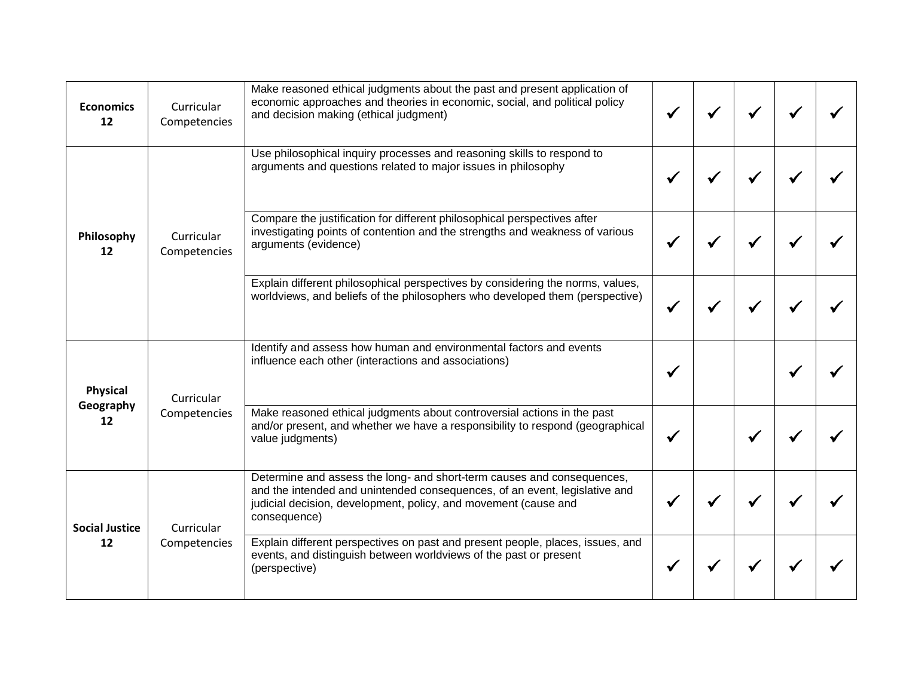| | | | | | | | |
|---|---|---|---|---|---|---|---|
| **Economics 12** | Curricular Competencies | Make reasoned ethical judgments about the past and present application of economic approaches and theories in economic, social, and political policy and decision making (ethical judgment) | ✓ | ✓ | ✓ | ✓ | ✓ |
| **Philosophy 12** | Curricular Competencies | Use philosophical inquiry processes and reasoning skills to respond to arguments and questions related to major issues in philosophy | ✓ | ✓ | ✓ | ✓ | ✓ |
| | | Compare the justification for different philosophical perspectives after investigating points of contention and the strengths and weakness of various arguments (evidence) | ✓ | ✓ | ✓ | ✓ | ✓ |
| | | Explain different philosophical perspectives by considering the norms, values, worldviews, and beliefs of the philosophers who developed them (perspective) | ✓ | ✓ | ✓ | ✓ | ✓ |
| **Physical Geography 12** | Curricular Competencies | Identify and assess how human and environmental factors and events influence each other (interactions and associations) | ✓ | | | ✓ | ✓ |
| | | Make reasoned ethical judgments about controversial actions in the past and/or present, and whether we have a responsibility to respond (geographical value judgments) | ✓ | | ✓ | ✓ | ✓ |
| **Social Justice 12** | Curricular Competencies | Determine and assess the long- and short-term causes and consequences, and the intended and unintended consequences, of an event, legislative and judicial decision, development, policy, and movement (cause and consequence) | ✓ | ✓ | ✓ | ✓ | ✓ |
| | | Explain different perspectives on past and present people, places, issues, and events, and distinguish between worldviews of the past or present (perspective) | ✓ | ✓ | ✓ | ✓ | ✓ |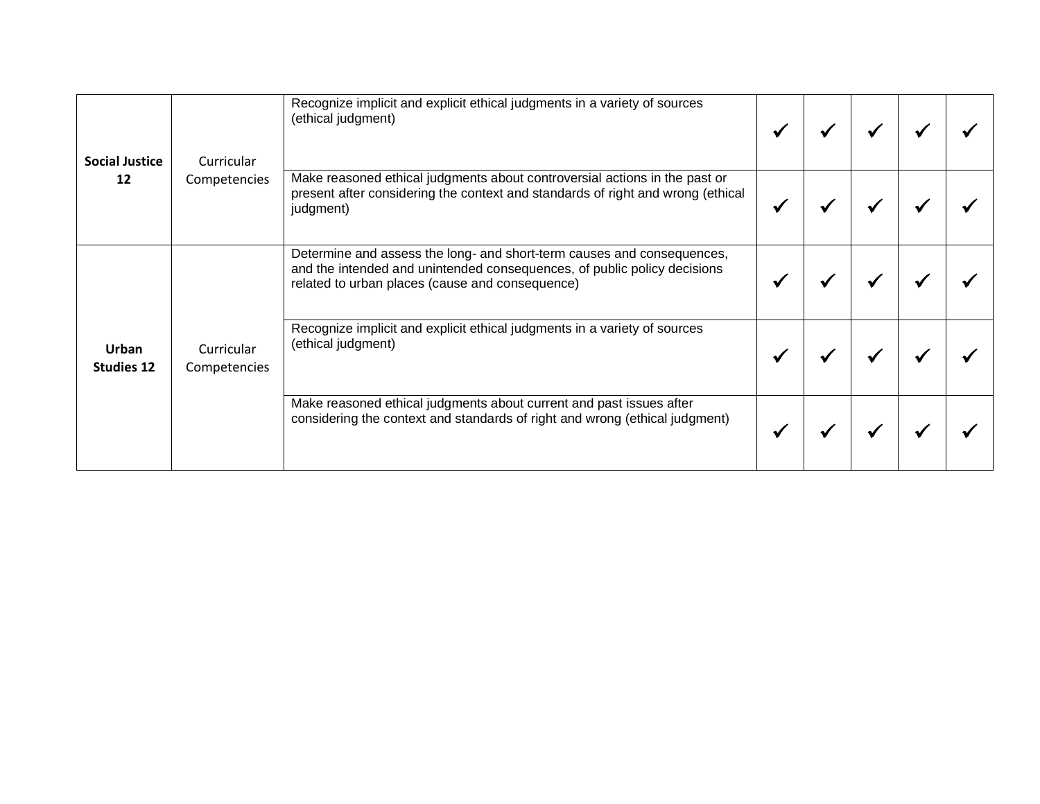| | | | | | | | |
|---|---|---|---|---|---|---|---|
| **Social Justice 12** | Curricular Competencies | Recognize implicit and explicit ethical judgments in a variety of sources (ethical judgment) | ✓ | ✓ | ✓ | ✓ | ✓ |
| | | Make reasoned ethical judgments about controversial actions in the past or present after considering the context and standards of right and wrong (ethical judgment) | ✓ | ✓ | ✓ | ✓ | ✓ |
| **Urban Studies 12** | Curricular Competencies | Determine and assess the long- and short-term causes and consequences, and the intended and unintended consequences, of public policy decisions related to urban places (cause and consequence) | ✓ | ✓ | ✓ | ✓ | ✓ |
| | | Recognize implicit and explicit ethical judgments in a variety of sources (ethical judgment) | ✓ | ✓ | ✓ | ✓ | ✓ |
| | | Make reasoned ethical judgments about current and past issues after considering the context and standards of right and wrong (ethical judgment) | ✓ | ✓ | ✓ | ✓ | ✓ |